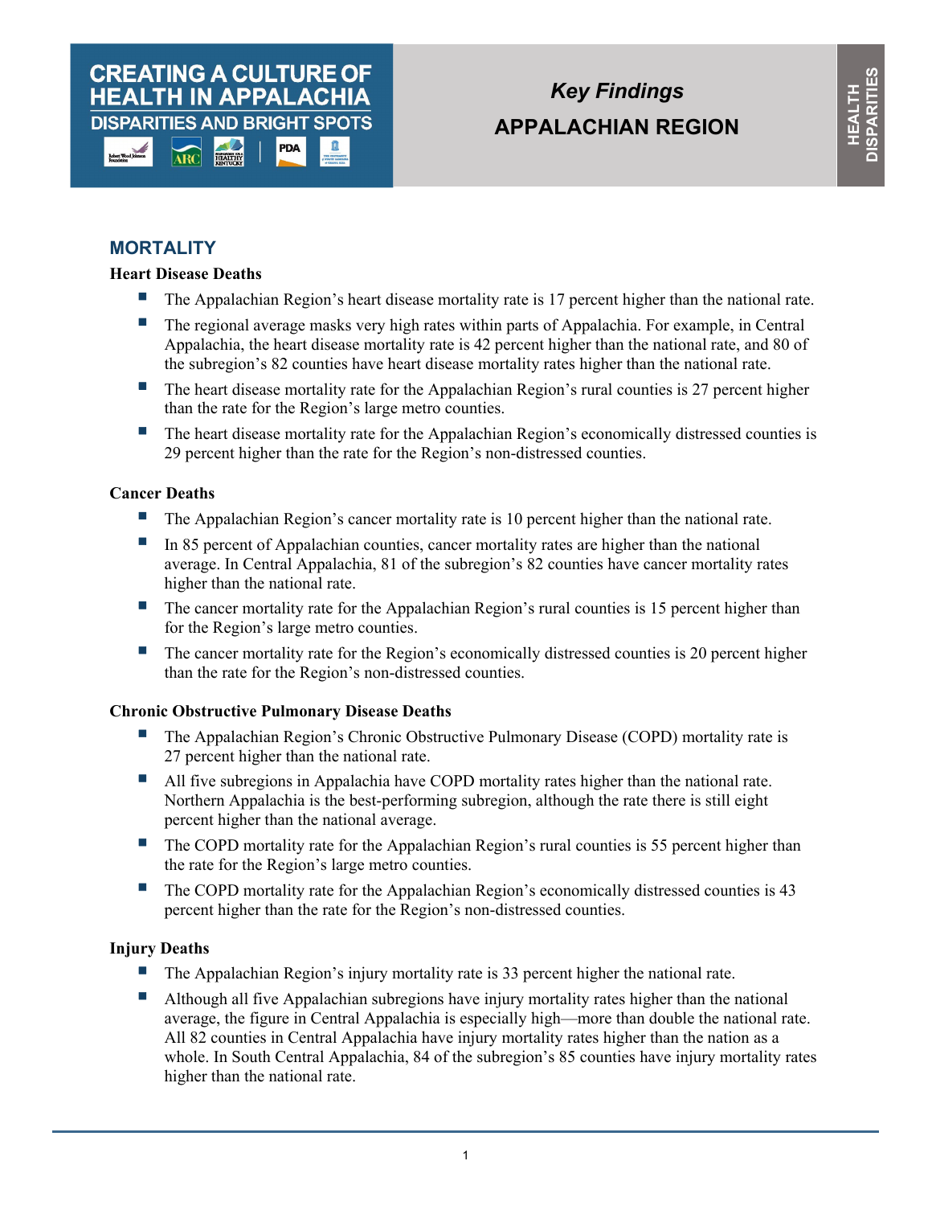# CREATING A CULTURE OF HEALTH IN APPALACHIA

## DISPARITIES AND BRIGHT SPOTS

*Key Findings*

**APPALACHIAN REGION**

HEALTH DISPARITIES

## MORTALITY

### Heart Disease Deaths

- The Appalachian Region's heart disease mortality rate is 17 percent higher than the national rate.
- The regional average masks very high rates within parts of Appalachia. For example, in Central Appalachia, the heart disease mortality rate is 42 percent higher than the national rate, and 80 of the subregion's 82 counties have heart disease mortality rates higher than the national rate.
- The heart disease mortality rate for the Appalachian Region's rural counties is 27 percent higher than the rate for the Region's large metro counties.
- The heart disease mortality rate for the Appalachian Region's economically distressed counties is 29 percent higher than the rate for the Region's non-distressed counties.

### Cancer Deaths

- The Appalachian Region's cancer mortality rate is 10 percent higher than the national rate.
- In 85 percent of Appalachian counties, cancer mortality rates are higher than the national average. In Central Appalachia, 81 of the subregion's 82 counties have cancer mortality rates higher than the national rate.
- The cancer mortality rate for the Appalachian Region's rural counties is 15 percent higher than for the Region's large metro counties.
- The cancer mortality rate for the Region's economically distressed counties is 20 percent higher than the rate for the Region's non-distressed counties.

### Chronic Obstructive Pulmonary Disease Deaths

- The Appalachian Region's Chronic Obstructive Pulmonary Disease (COPD) mortality rate is 27 percent higher than the national rate.
- All five subregions in Appalachia have COPD mortality rates higher than the national rate. Northern Appalachia is the best-performing subregion, although the rate there is still eight percent higher than the national average.
- The COPD mortality rate for the Appalachian Region's rural counties is 55 percent higher than the rate for the Region's large metro counties.
- The COPD mortality rate for the Appalachian Region's economically distressed counties is 43 percent higher than the rate for the Region's non-distressed counties.

### Injury Deaths

- The Appalachian Region's injury mortality rate is 33 percent higher the national rate.
- Although all five Appalachian subregions have injury mortality rates higher than the national average, the figure in Central Appalachia is especially high—more than double the national rate. All 82 counties in Central Appalachia have injury mortality rates higher than the nation as a whole. In South Central Appalachia, 84 of the subregion's 85 counties have injury mortality rates higher than the national rate.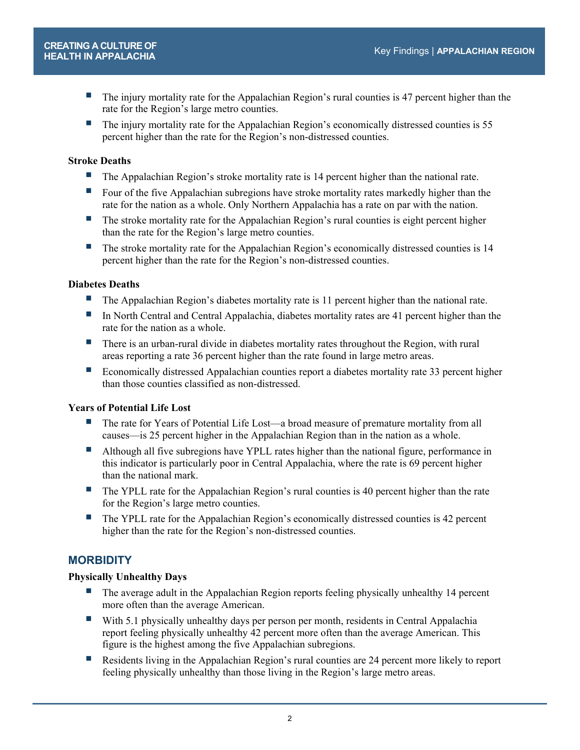- The injury mortality rate for the Appalachian Region's rural counties is 47 percent higher than the rate for the Region's large metro counties.
- The injury mortality rate for the Appalachian Region's economically distressed counties is 55 percent higher than the rate for the Region's non-distressed counties.

**Stroke Deaths**

- The Appalachian Region's stroke mortality rate is 14 percent higher than the national rate.
- Four of the five Appalachian subregions have stroke mortality rates markedly higher than the rate for the nation as a whole. Only Northern Appalachia has a rate on par with the nation.
- The stroke mortality rate for the Appalachian Region's rural counties is eight percent higher than the rate for the Region's large metro counties.
- The stroke mortality rate for the Appalachian Region's economically distressed counties is 14 percent higher than the rate for the Region's non-distressed counties.

**Diabetes Deaths**

- The Appalachian Region's diabetes mortality rate is 11 percent higher than the national rate.
- In North Central and Central Appalachia, diabetes mortality rates are 41 percent higher than the rate for the nation as a whole.
- There is an urban-rural divide in diabetes mortality rates throughout the Region, with rural areas reporting a rate 36 percent higher than the rate found in large metro areas.
- Economically distressed Appalachian counties report a diabetes mortality rate 33 percent higher than those counties classified as non-distressed.

**Years of Potential Life Lost**

- The rate for Years of Potential Life Lost—a broad measure of premature mortality from all causes—is 25 percent higher in the Appalachian Region than in the nation as a whole.
- Although all five subregions have YPLL rates higher than the national figure, performance in this indicator is particularly poor in Central Appalachia, where the rate is 69 percent higher than the national mark.
- The YPLL rate for the Appalachian Region's rural counties is 40 percent higher than the rate for the Region's large metro counties.
- The YPLL rate for the Appalachian Region's economically distressed counties is 42 percent higher than the rate for the Region's non-distressed counties.

## MORBIDITY

**Physically Unhealthy Days**

- The average adult in the Appalachian Region reports feeling physically unhealthy 14 percent more often than the average American.
- With 5.1 physically unhealthy days per person per month, residents in Central Appalachia report feeling physically unhealthy 42 percent more often than the average American. This figure is the highest among the five Appalachian subregions.
- Residents living in the Appalachian Region's rural counties are 24 percent more likely to report feeling physically unhealthy than those living in the Region's large metro areas.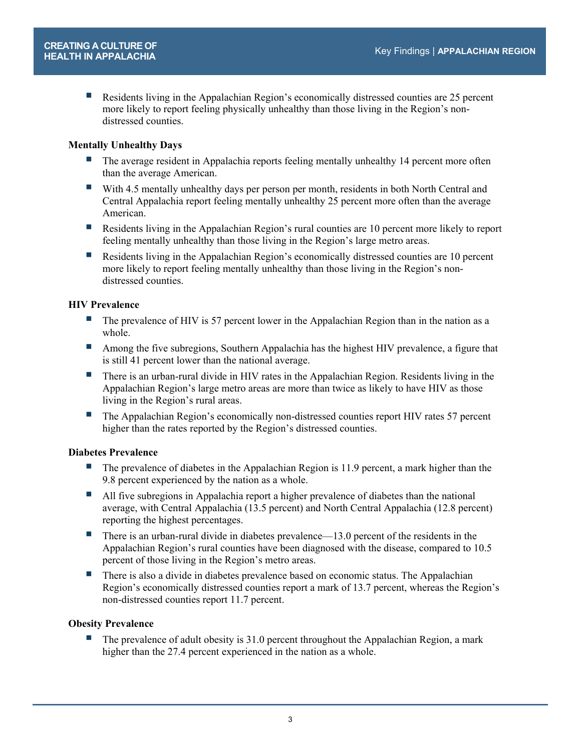- Residents living in the Appalachian Region's economically distressed counties are 25 percent more likely to report feeling physically unhealthy than those living in the Region's non-distressed counties.

**Mentally Unhealthy Days**

- The average resident in Appalachia reports feeling mentally unhealthy 14 percent more often than the average American.
- With 4.5 mentally unhealthy days per person per month, residents in both North Central and Central Appalachia report feeling mentally unhealthy 25 percent more often than the average American.
- Residents living in the Appalachian Region's rural counties are 10 percent more likely to report feeling mentally unhealthy than those living in the Region's large metro areas.
- Residents living in the Appalachian Region's economically distressed counties are 10 percent more likely to report feeling mentally unhealthy than those living in the Region's non-distressed counties.

**HIV Prevalence**

- The prevalence of HIV is 57 percent lower in the Appalachian Region than in the nation as a whole.
- Among the five subregions, Southern Appalachia has the highest HIV prevalence, a figure that is still 41 percent lower than the national average.
- There is an urban-rural divide in HIV rates in the Appalachian Region. Residents living in the Appalachian Region's large metro areas are more than twice as likely to have HIV as those living in the Region's rural areas.
- The Appalachian Region's economically non-distressed counties report HIV rates 57 percent higher than the rates reported by the Region's distressed counties.

**Diabetes Prevalence**

- The prevalence of diabetes in the Appalachian Region is 11.9 percent, a mark higher than the 9.8 percent experienced by the nation as a whole.
- All five subregions in Appalachia report a higher prevalence of diabetes than the national average, with Central Appalachia (13.5 percent) and North Central Appalachia (12.8 percent) reporting the highest percentages.
- There is an urban-rural divide in diabetes prevalence—13.0 percent of the residents in the Appalachian Region's rural counties have been diagnosed with the disease, compared to 10.5 percent of those living in the Region's metro areas.
- There is also a divide in diabetes prevalence based on economic status. The Appalachian Region's economically distressed counties report a mark of 13.7 percent, whereas the Region's non-distressed counties report 11.7 percent.

**Obesity Prevalence**

- The prevalence of adult obesity is 31.0 percent throughout the Appalachian Region, a mark higher than the 27.4 percent experienced in the nation as a whole.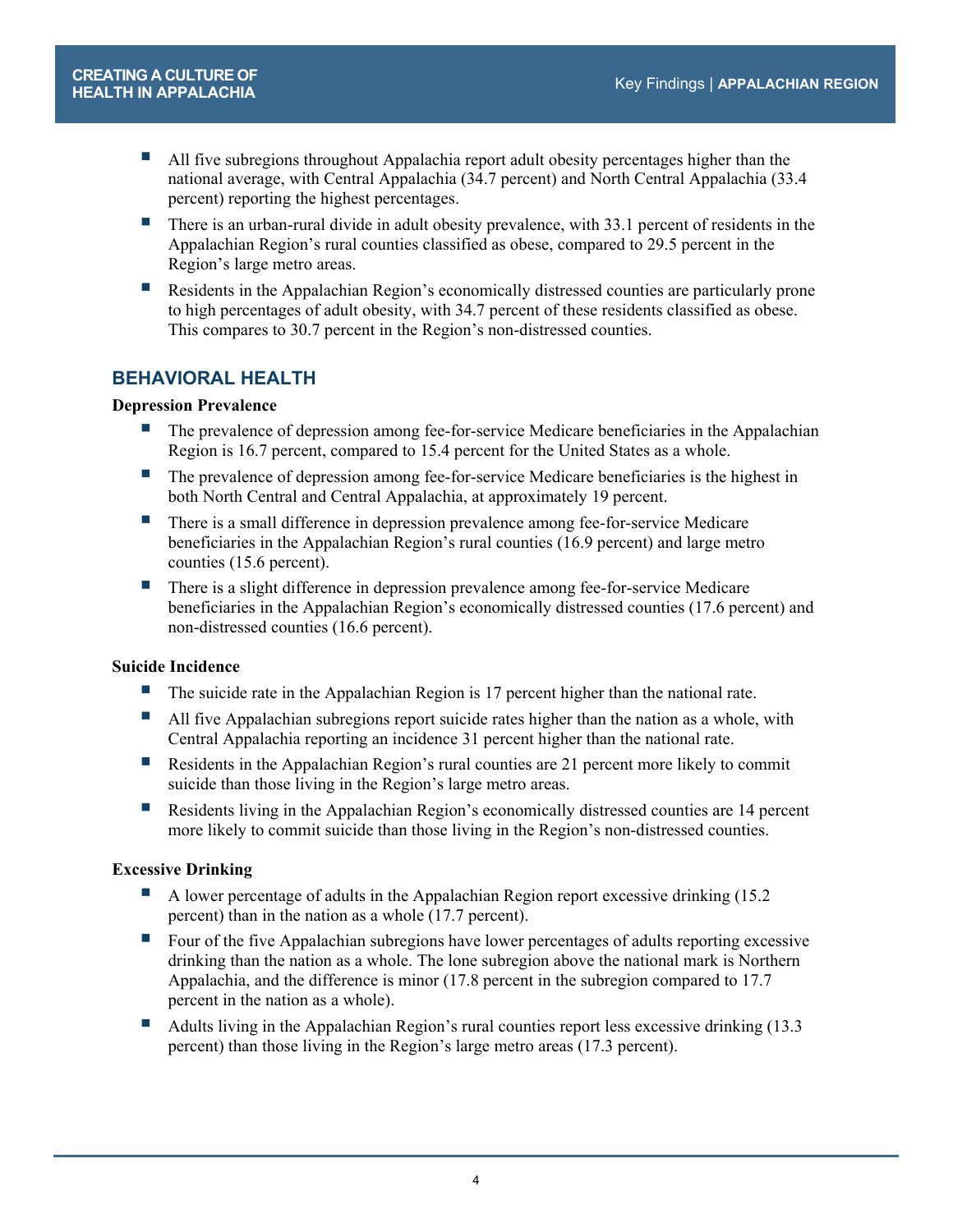- All five subregions throughout Appalachia report adult obesity percentages higher than the national average, with Central Appalachia (34.7 percent) and North Central Appalachia (33.4 percent) reporting the highest percentages.
- There is an urban-rural divide in adult obesity prevalence, with 33.1 percent of residents in the Appalachian Region's rural counties classified as obese, compared to 29.5 percent in the Region's large metro areas.
- Residents in the Appalachian Region's economically distressed counties are particularly prone to high percentages of adult obesity, with 34.7 percent of these residents classified as obese. This compares to 30.7 percent in the Region's non-distressed counties.

## BEHAVIORAL HEALTH

**Depression Prevalence**

- The prevalence of depression among fee-for-service Medicare beneficiaries in the Appalachian Region is 16.7 percent, compared to 15.4 percent for the United States as a whole.
- The prevalence of depression among fee-for-service Medicare beneficiaries is the highest in both North Central and Central Appalachia, at approximately 19 percent.
- There is a small difference in depression prevalence among fee-for-service Medicare beneficiaries in the Appalachian Region's rural counties (16.9 percent) and large metro counties (15.6 percent).
- There is a slight difference in depression prevalence among fee-for-service Medicare beneficiaries in the Appalachian Region's economically distressed counties (17.6 percent) and non-distressed counties (16.6 percent).

**Suicide Incidence**

- The suicide rate in the Appalachian Region is 17 percent higher than the national rate.
- All five Appalachian subregions report suicide rates higher than the nation as a whole, with Central Appalachia reporting an incidence 31 percent higher than the national rate.
- Residents in the Appalachian Region's rural counties are 21 percent more likely to commit suicide than those living in the Region's large metro areas.
- Residents living in the Appalachian Region's economically distressed counties are 14 percent more likely to commit suicide than those living in the Region's non-distressed counties.

**Excessive Drinking**

- A lower percentage of adults in the Appalachian Region report excessive drinking (15.2 percent) than in the nation as a whole (17.7 percent).
- Four of the five Appalachian subregions have lower percentages of adults reporting excessive drinking than the nation as a whole. The lone subregion above the national mark is Northern Appalachia, and the difference is minor (17.8 percent in the subregion compared to 17.7 percent in the nation as a whole).
- Adults living in the Appalachian Region's rural counties report less excessive drinking (13.3 percent) than those living in the Region's large metro areas (17.3 percent).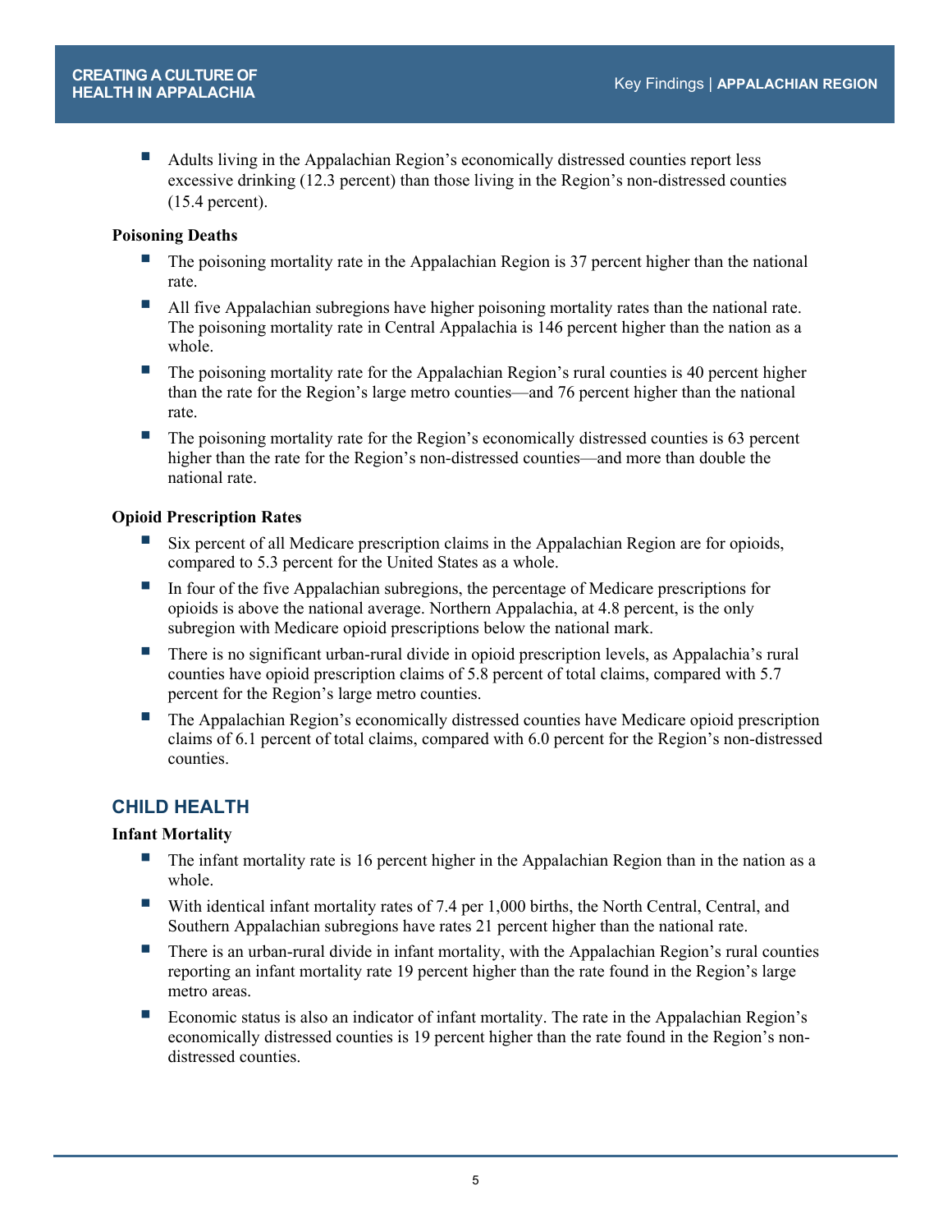- Adults living in the Appalachian Region's economically distressed counties report less excessive drinking (12.3 percent) than those living in the Region's non-distressed counties (15.4 percent).

**Poisoning Deaths**

- The poisoning mortality rate in the Appalachian Region is 37 percent higher than the national rate.
- All five Appalachian subregions have higher poisoning mortality rates than the national rate. The poisoning mortality rate in Central Appalachia is 146 percent higher than the nation as a whole.
- The poisoning mortality rate for the Appalachian Region's rural counties is 40 percent higher than the rate for the Region's large metro counties—and 76 percent higher than the national rate.
- The poisoning mortality rate for the Region's economically distressed counties is 63 percent higher than the rate for the Region's non-distressed counties—and more than double the national rate.

**Opioid Prescription Rates**

- Six percent of all Medicare prescription claims in the Appalachian Region are for opioids, compared to 5.3 percent for the United States as a whole.
- In four of the five Appalachian subregions, the percentage of Medicare prescriptions for opioids is above the national average. Northern Appalachia, at 4.8 percent, is the only subregion with Medicare opioid prescriptions below the national mark.
- There is no significant urban-rural divide in opioid prescription levels, as Appalachia's rural counties have opioid prescription claims of 5.8 percent of total claims, compared with 5.7 percent for the Region's large metro counties.
- The Appalachian Region's economically distressed counties have Medicare opioid prescription claims of 6.1 percent of total claims, compared with 6.0 percent for the Region's non-distressed counties.

## CHILD HEALTH

**Infant Mortality**

- The infant mortality rate is 16 percent higher in the Appalachian Region than in the nation as a whole.
- With identical infant mortality rates of 7.4 per 1,000 births, the North Central, Central, and Southern Appalachian subregions have rates 21 percent higher than the national rate.
- There is an urban-rural divide in infant mortality, with the Appalachian Region's rural counties reporting an infant mortality rate 19 percent higher than the rate found in the Region's large metro areas.
- Economic status is also an indicator of infant mortality. The rate in the Appalachian Region's economically distressed counties is 19 percent higher than the rate found in the Region's non-distressed counties.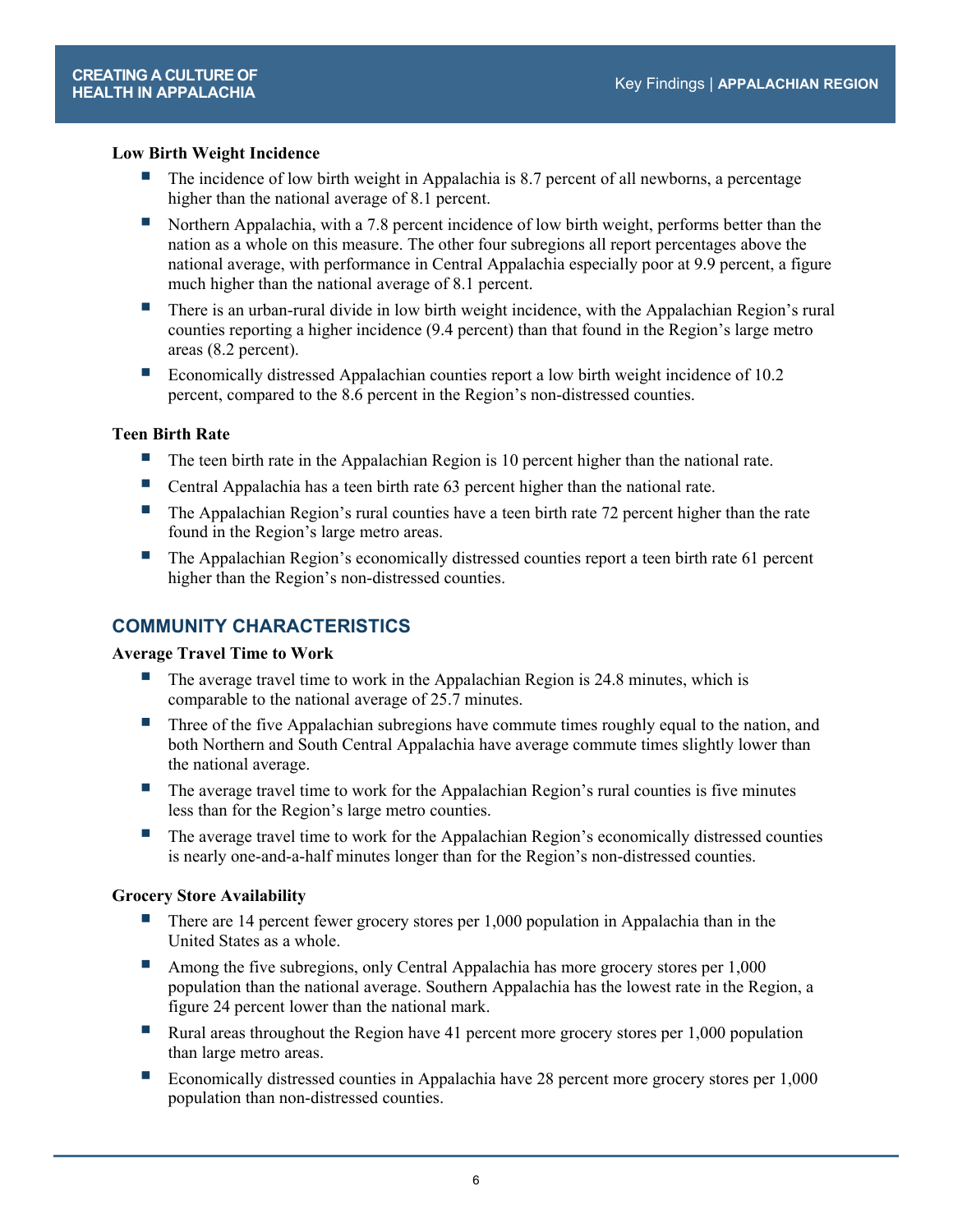### Low Birth Weight Incidence

- The incidence of low birth weight in Appalachia is 8.7 percent of all newborns, a percentage higher than the national average of 8.1 percent.
- Northern Appalachia, with a 7.8 percent incidence of low birth weight, performs better than the nation as a whole on this measure. The other four subregions all report percentages above the national average, with performance in Central Appalachia especially poor at 9.9 percent, a figure much higher than the national average of 8.1 percent.
- There is an urban-rural divide in low birth weight incidence, with the Appalachian Region's rural counties reporting a higher incidence (9.4 percent) than that found in the Region's large metro areas (8.2 percent).
- Economically distressed Appalachian counties report a low birth weight incidence of 10.2 percent, compared to the 8.6 percent in the Region's non-distressed counties.

### Teen Birth Rate

- The teen birth rate in the Appalachian Region is 10 percent higher than the national rate.
- Central Appalachia has a teen birth rate 63 percent higher than the national rate.
- The Appalachian Region's rural counties have a teen birth rate 72 percent higher than the rate found in the Region's large metro areas.
- The Appalachian Region's economically distressed counties report a teen birth rate 61 percent higher than the Region's non-distressed counties.

## COMMUNITY CHARACTERISTICS

### Average Travel Time to Work

- The average travel time to work in the Appalachian Region is 24.8 minutes, which is comparable to the national average of 25.7 minutes.
- Three of the five Appalachian subregions have commute times roughly equal to the nation, and both Northern and South Central Appalachia have average commute times slightly lower than the national average.
- The average travel time to work for the Appalachian Region's rural counties is five minutes less than for the Region's large metro counties.
- The average travel time to work for the Appalachian Region's economically distressed counties is nearly one-and-a-half minutes longer than for the Region's non-distressed counties.

### Grocery Store Availability

- There are 14 percent fewer grocery stores per 1,000 population in Appalachia than in the United States as a whole.
- Among the five subregions, only Central Appalachia has more grocery stores per 1,000 population than the national average. Southern Appalachia has the lowest rate in the Region, a figure 24 percent lower than the national mark.
- Rural areas throughout the Region have 41 percent more grocery stores per 1,000 population than large metro areas.
- Economically distressed counties in Appalachia have 28 percent more grocery stores per 1,000 population than non-distressed counties.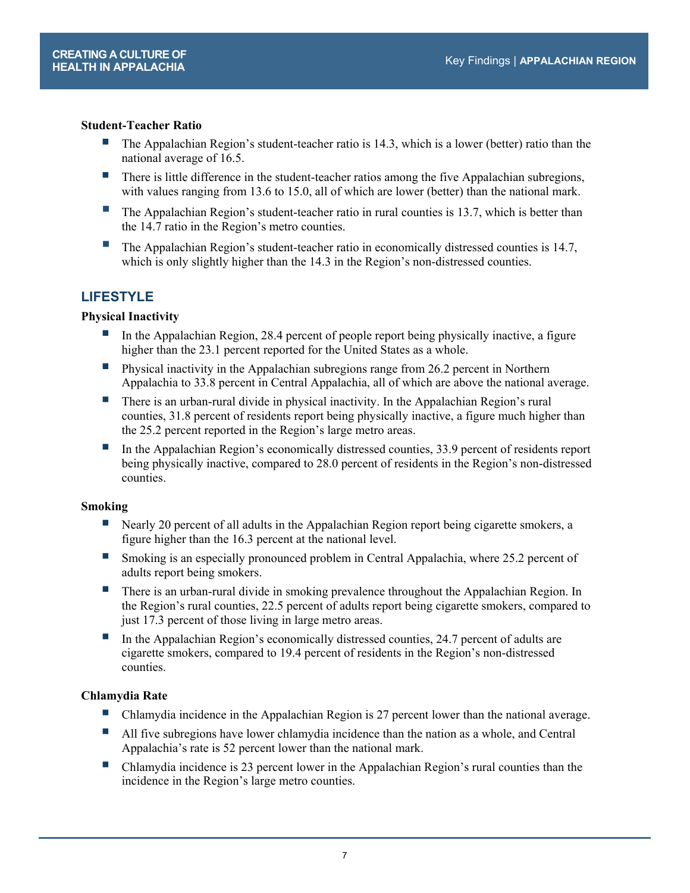**Student-Teacher Ratio**

- The Appalachian Region's student-teacher ratio is 14.3, which is a lower (better) ratio than the national average of 16.5.
- There is little difference in the student-teacher ratios among the five Appalachian subregions, with values ranging from 13.6 to 15.0, all of which are lower (better) than the national mark.
- The Appalachian Region's student-teacher ratio in rural counties is 13.7, which is better than the 14.7 ratio in the Region's metro counties.
- The Appalachian Region's student-teacher ratio in economically distressed counties is 14.7, which is only slightly higher than the 14.3 in the Region's non-distressed counties.

## LIFESTYLE

**Physical Inactivity**

- In the Appalachian Region, 28.4 percent of people report being physically inactive, a figure higher than the 23.1 percent reported for the United States as a whole.
- Physical inactivity in the Appalachian subregions range from 26.2 percent in Northern Appalachia to 33.8 percent in Central Appalachia, all of which are above the national average.
- There is an urban-rural divide in physical inactivity. In the Appalachian Region's rural counties, 31.8 percent of residents report being physically inactive, a figure much higher than the 25.2 percent reported in the Region's large metro areas.
- In the Appalachian Region's economically distressed counties, 33.9 percent of residents report being physically inactive, compared to 28.0 percent of residents in the Region's non-distressed counties.

**Smoking**

- Nearly 20 percent of all adults in the Appalachian Region report being cigarette smokers, a figure higher than the 16.3 percent at the national level.
- Smoking is an especially pronounced problem in Central Appalachia, where 25.2 percent of adults report being smokers.
- There is an urban-rural divide in smoking prevalence throughout the Appalachian Region. In the Region's rural counties, 22.5 percent of adults report being cigarette smokers, compared to just 17.3 percent of those living in large metro areas.
- In the Appalachian Region's economically distressed counties, 24.7 percent of adults are cigarette smokers, compared to 19.4 percent of residents in the Region's non-distressed counties.

**Chlamydia Rate**

- Chlamydia incidence in the Appalachian Region is 27 percent lower than the national average.
- All five subregions have lower chlamydia incidence than the nation as a whole, and Central Appalachia's rate is 52 percent lower than the national mark.
- Chlamydia incidence is 23 percent lower in the Appalachian Region's rural counties than the incidence in the Region's large metro counties.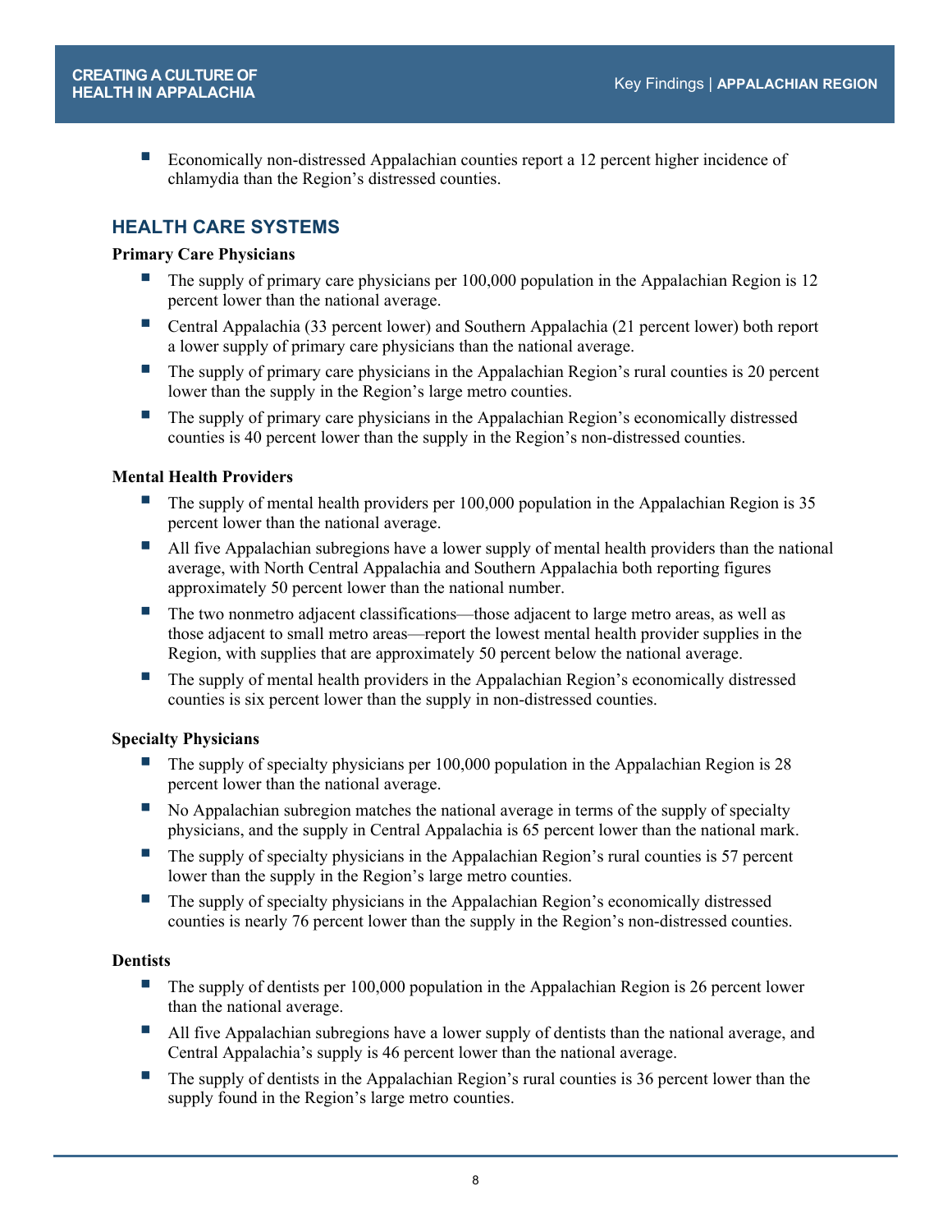- Economically non-distressed Appalachian counties report a 12 percent higher incidence of chlamydia than the Region's distressed counties.

## HEALTH CARE SYSTEMS

### Primary Care Physicians

- The supply of primary care physicians per 100,000 population in the Appalachian Region is 12 percent lower than the national average.
- Central Appalachia (33 percent lower) and Southern Appalachia (21 percent lower) both report a lower supply of primary care physicians than the national average.
- The supply of primary care physicians in the Appalachian Region's rural counties is 20 percent lower than the supply in the Region's large metro counties.
- The supply of primary care physicians in the Appalachian Region's economically distressed counties is 40 percent lower than the supply in the Region's non-distressed counties.

### Mental Health Providers

- The supply of mental health providers per 100,000 population in the Appalachian Region is 35 percent lower than the national average.
- All five Appalachian subregions have a lower supply of mental health providers than the national average, with North Central Appalachia and Southern Appalachia both reporting figures approximately 50 percent lower than the national number.
- The two nonmetro adjacent classifications—those adjacent to large metro areas, as well as those adjacent to small metro areas—report the lowest mental health provider supplies in the Region, with supplies that are approximately 50 percent below the national average.
- The supply of mental health providers in the Appalachian Region's economically distressed counties is six percent lower than the supply in non-distressed counties.

### Specialty Physicians

- The supply of specialty physicians per 100,000 population in the Appalachian Region is 28 percent lower than the national average.
- No Appalachian subregion matches the national average in terms of the supply of specialty physicians, and the supply in Central Appalachia is 65 percent lower than the national mark.
- The supply of specialty physicians in the Appalachian Region's rural counties is 57 percent lower than the supply in the Region's large metro counties.
- The supply of specialty physicians in the Appalachian Region's economically distressed counties is nearly 76 percent lower than the supply in the Region's non-distressed counties.

### Dentists

- The supply of dentists per 100,000 population in the Appalachian Region is 26 percent lower than the national average.
- All five Appalachian subregions have a lower supply of dentists than the national average, and Central Appalachia's supply is 46 percent lower than the national average.
- The supply of dentists in the Appalachian Region's rural counties is 36 percent lower than the supply found in the Region's large metro counties.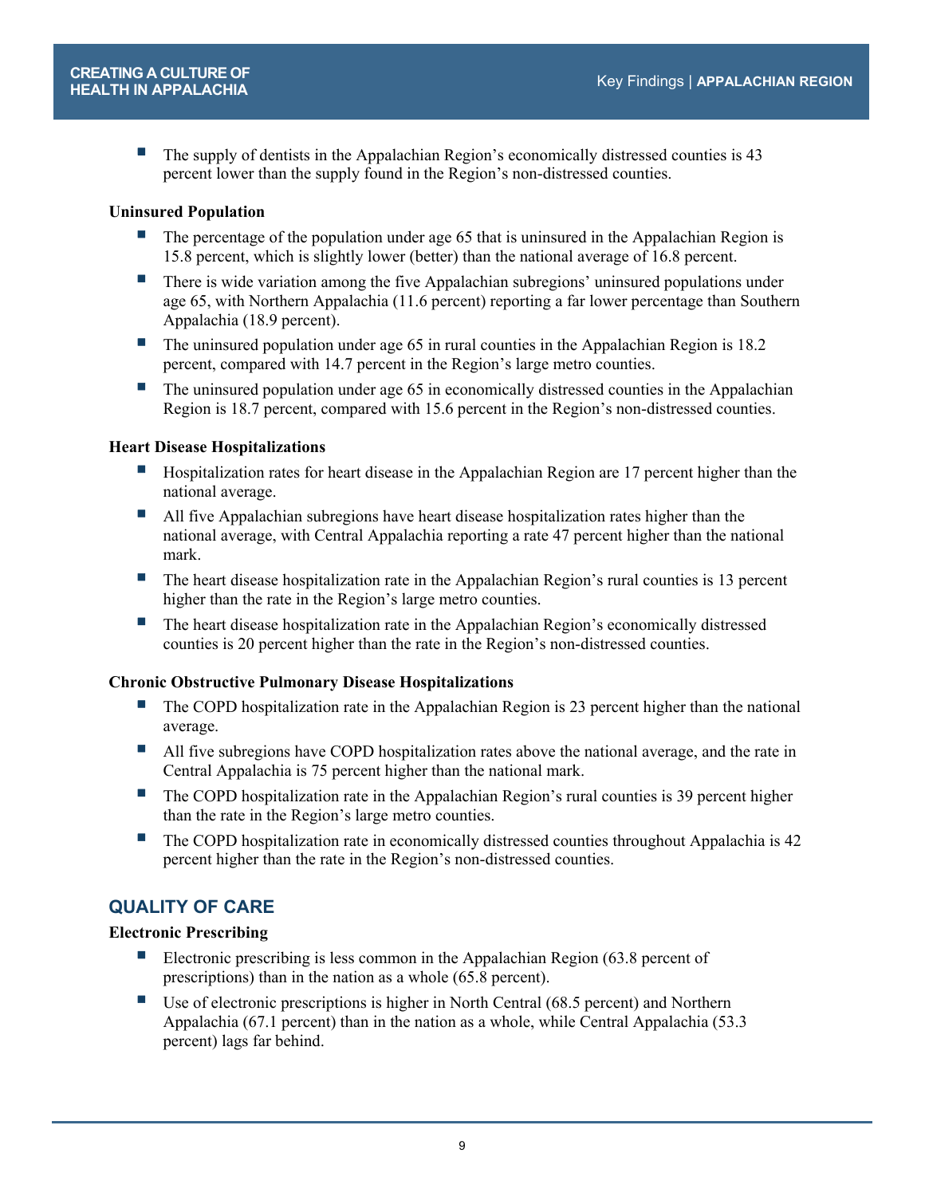- The supply of dentists in the Appalachian Region's economically distressed counties is 43 percent lower than the supply found in the Region's non-distressed counties.

**Uninsured Population**

- The percentage of the population under age 65 that is uninsured in the Appalachian Region is 15.8 percent, which is slightly lower (better) than the national average of 16.8 percent.
- There is wide variation among the five Appalachian subregions' uninsured populations under age 65, with Northern Appalachia (11.6 percent) reporting a far lower percentage than Southern Appalachia (18.9 percent).
- The uninsured population under age 65 in rural counties in the Appalachian Region is 18.2 percent, compared with 14.7 percent in the Region's large metro counties.
- The uninsured population under age 65 in economically distressed counties in the Appalachian Region is 18.7 percent, compared with 15.6 percent in the Region's non-distressed counties.

**Heart Disease Hospitalizations**

- Hospitalization rates for heart disease in the Appalachian Region are 17 percent higher than the national average.
- All five Appalachian subregions have heart disease hospitalization rates higher than the national average, with Central Appalachia reporting a rate 47 percent higher than the national mark.
- The heart disease hospitalization rate in the Appalachian Region's rural counties is 13 percent higher than the rate in the Region's large metro counties.
- The heart disease hospitalization rate in the Appalachian Region's economically distressed counties is 20 percent higher than the rate in the Region's non-distressed counties.

**Chronic Obstructive Pulmonary Disease Hospitalizations**

- The COPD hospitalization rate in the Appalachian Region is 23 percent higher than the national average.
- All five subregions have COPD hospitalization rates above the national average, and the rate in Central Appalachia is 75 percent higher than the national mark.
- The COPD hospitalization rate in the Appalachian Region's rural counties is 39 percent higher than the rate in the Region's large metro counties.
- The COPD hospitalization rate in economically distressed counties throughout Appalachia is 42 percent higher than the rate in the Region's non-distressed counties.

## QUALITY OF CARE

**Electronic Prescribing**

- Electronic prescribing is less common in the Appalachian Region (63.8 percent of prescriptions) than in the nation as a whole (65.8 percent).
- Use of electronic prescriptions is higher in North Central (68.5 percent) and Northern Appalachia (67.1 percent) than in the nation as a whole, while Central Appalachia (53.3 percent) lags far behind.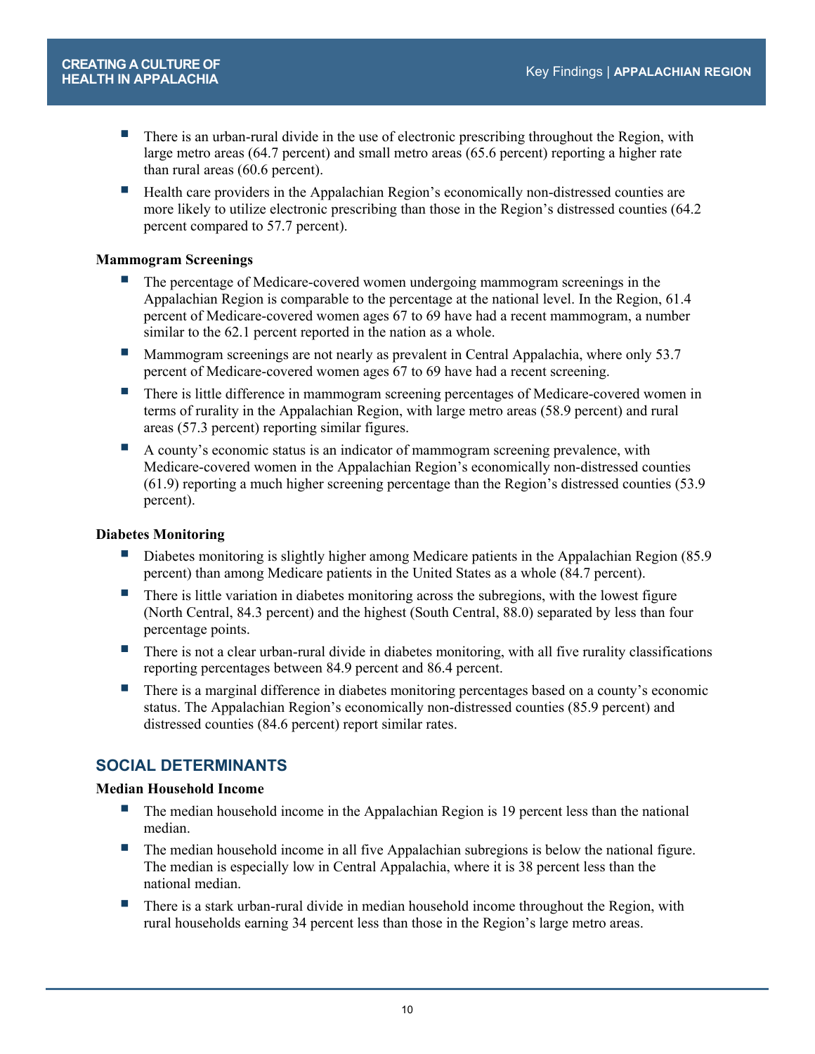- There is an urban-rural divide in the use of electronic prescribing throughout the Region, with large metro areas (64.7 percent) and small metro areas (65.6 percent) reporting a higher rate than rural areas (60.6 percent).
- Health care providers in the Appalachian Region's economically non-distressed counties are more likely to utilize electronic prescribing than those in the Region's distressed counties (64.2 percent compared to 57.7 percent).

**Mammogram Screenings**

- The percentage of Medicare-covered women undergoing mammogram screenings in the Appalachian Region is comparable to the percentage at the national level. In the Region, 61.4 percent of Medicare-covered women ages 67 to 69 have had a recent mammogram, a number similar to the 62.1 percent reported in the nation as a whole.
- Mammogram screenings are not nearly as prevalent in Central Appalachia, where only 53.7 percent of Medicare-covered women ages 67 to 69 have had a recent screening.
- There is little difference in mammogram screening percentages of Medicare-covered women in terms of rurality in the Appalachian Region, with large metro areas (58.9 percent) and rural areas (57.3 percent) reporting similar figures.
- A county's economic status is an indicator of mammogram screening prevalence, with Medicare-covered women in the Appalachian Region's economically non-distressed counties (61.9) reporting a much higher screening percentage than the Region's distressed counties (53.9 percent).

**Diabetes Monitoring**

- Diabetes monitoring is slightly higher among Medicare patients in the Appalachian Region (85.9 percent) than among Medicare patients in the United States as a whole (84.7 percent).
- There is little variation in diabetes monitoring across the subregions, with the lowest figure (North Central, 84.3 percent) and the highest (South Central, 88.0) separated by less than four percentage points.
- There is not a clear urban-rural divide in diabetes monitoring, with all five rurality classifications reporting percentages between 84.9 percent and 86.4 percent.
- There is a marginal difference in diabetes monitoring percentages based on a county's economic status. The Appalachian Region's economically non-distressed counties (85.9 percent) and distressed counties (84.6 percent) report similar rates.

## SOCIAL DETERMINANTS

**Median Household Income**

- The median household income in the Appalachian Region is 19 percent less than the national median.
- The median household income in all five Appalachian subregions is below the national figure. The median is especially low in Central Appalachia, where it is 38 percent less than the national median.
- There is a stark urban-rural divide in median household income throughout the Region, with rural households earning 34 percent less than those in the Region's large metro areas.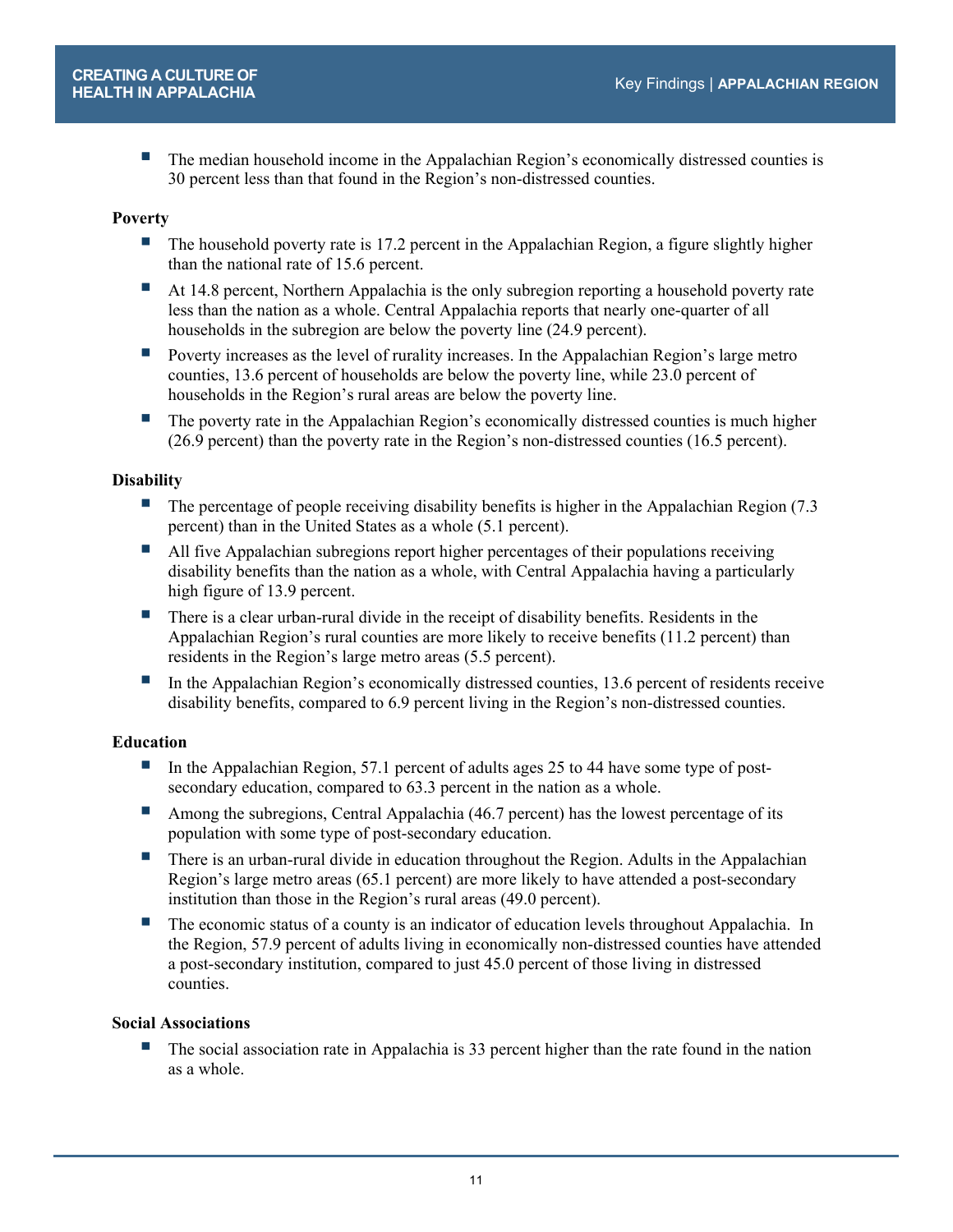- The median household income in the Appalachian Region's economically distressed counties is 30 percent less than that found in the Region's non-distressed counties.

**Poverty**

- The household poverty rate is 17.2 percent in the Appalachian Region, a figure slightly higher than the national rate of 15.6 percent.
- At 14.8 percent, Northern Appalachia is the only subregion reporting a household poverty rate less than the nation as a whole. Central Appalachia reports that nearly one-quarter of all households in the subregion are below the poverty line (24.9 percent).
- Poverty increases as the level of rurality increases. In the Appalachian Region's large metro counties, 13.6 percent of households are below the poverty line, while 23.0 percent of households in the Region's rural areas are below the poverty line.
- The poverty rate in the Appalachian Region's economically distressed counties is much higher (26.9 percent) than the poverty rate in the Region's non-distressed counties (16.5 percent).

**Disability**

- The percentage of people receiving disability benefits is higher in the Appalachian Region (7.3 percent) than in the United States as a whole (5.1 percent).
- All five Appalachian subregions report higher percentages of their populations receiving disability benefits than the nation as a whole, with Central Appalachia having a particularly high figure of 13.9 percent.
- There is a clear urban-rural divide in the receipt of disability benefits. Residents in the Appalachian Region's rural counties are more likely to receive benefits (11.2 percent) than residents in the Region's large metro areas (5.5 percent).
- In the Appalachian Region's economically distressed counties, 13.6 percent of residents receive disability benefits, compared to 6.9 percent living in the Region's non-distressed counties.

**Education**

- In the Appalachian Region, 57.1 percent of adults ages 25 to 44 have some type of post-secondary education, compared to 63.3 percent in the nation as a whole.
- Among the subregions, Central Appalachia (46.7 percent) has the lowest percentage of its population with some type of post-secondary education.
- There is an urban-rural divide in education throughout the Region. Adults in the Appalachian Region's large metro areas (65.1 percent) are more likely to have attended a post-secondary institution than those in the Region's rural areas (49.0 percent).
- The economic status of a county is an indicator of education levels throughout Appalachia. In the Region, 57.9 percent of adults living in economically non-distressed counties have attended a post-secondary institution, compared to just 45.0 percent of those living in distressed counties.

**Social Associations**

- The social association rate in Appalachia is 33 percent higher than the rate found in the nation as a whole.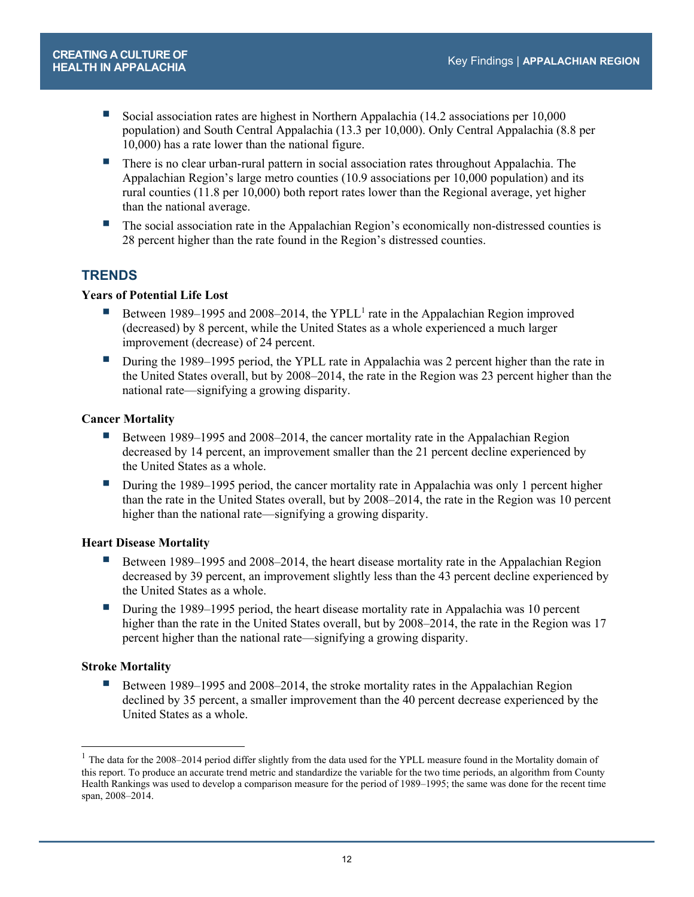- Social association rates are highest in Northern Appalachia (14.2 associations per 10,000 population) and South Central Appalachia (13.3 per 10,000). Only Central Appalachia (8.8 per 10,000) has a rate lower than the national figure.
- There is no clear urban-rural pattern in social association rates throughout Appalachia. The Appalachian Region's large metro counties (10.9 associations per 10,000 population) and its rural counties (11.8 per 10,000) both report rates lower than the Regional average, yet higher than the national average.
- The social association rate in the Appalachian Region's economically non-distressed counties is 28 percent higher than the rate found in the Region's distressed counties.

## TRENDS

**Years of Potential Life Lost**

- Between 1989–1995 and 2008–2014, the YPLL[1] rate in the Appalachian Region improved (decreased) by 8 percent, while the United States as a whole experienced a much larger improvement (decrease) of 24 percent.
- During the 1989–1995 period, the YPLL rate in Appalachia was 2 percent higher than the rate in the United States overall, but by 2008–2014, the rate in the Region was 23 percent higher than the national rate—signifying a growing disparity.

**Cancer Mortality**

- Between 1989–1995 and 2008–2014, the cancer mortality rate in the Appalachian Region decreased by 14 percent, an improvement smaller than the 21 percent decline experienced by the United States as a whole.
- During the 1989–1995 period, the cancer mortality rate in Appalachia was only 1 percent higher than the rate in the United States overall, but by 2008–2014, the rate in the Region was 10 percent higher than the national rate—signifying a growing disparity.

**Heart Disease Mortality**

- Between 1989–1995 and 2008–2014, the heart disease mortality rate in the Appalachian Region decreased by 39 percent, an improvement slightly less than the 43 percent decline experienced by the United States as a whole.
- During the 1989–1995 period, the heart disease mortality rate in Appalachia was 10 percent higher than the rate in the United States overall, but by 2008–2014, the rate in the Region was 17 percent higher than the national rate—signifying a growing disparity.

**Stroke Mortality**

- Between 1989–1995 and 2008–2014, the stroke mortality rates in the Appalachian Region declined by 35 percent, a smaller improvement than the 40 percent decrease experienced by the United States as a whole.

---

[1] The data for the 2008–2014 period differ slightly from the data used for the YPLL measure found in the Mortality domain of this report. To produce an accurate trend metric and standardize the variable for the two time periods, an algorithm from County Health Rankings was used to develop a comparison measure for the period of 1989–1995; the same was done for the recent time span, 2008–2014.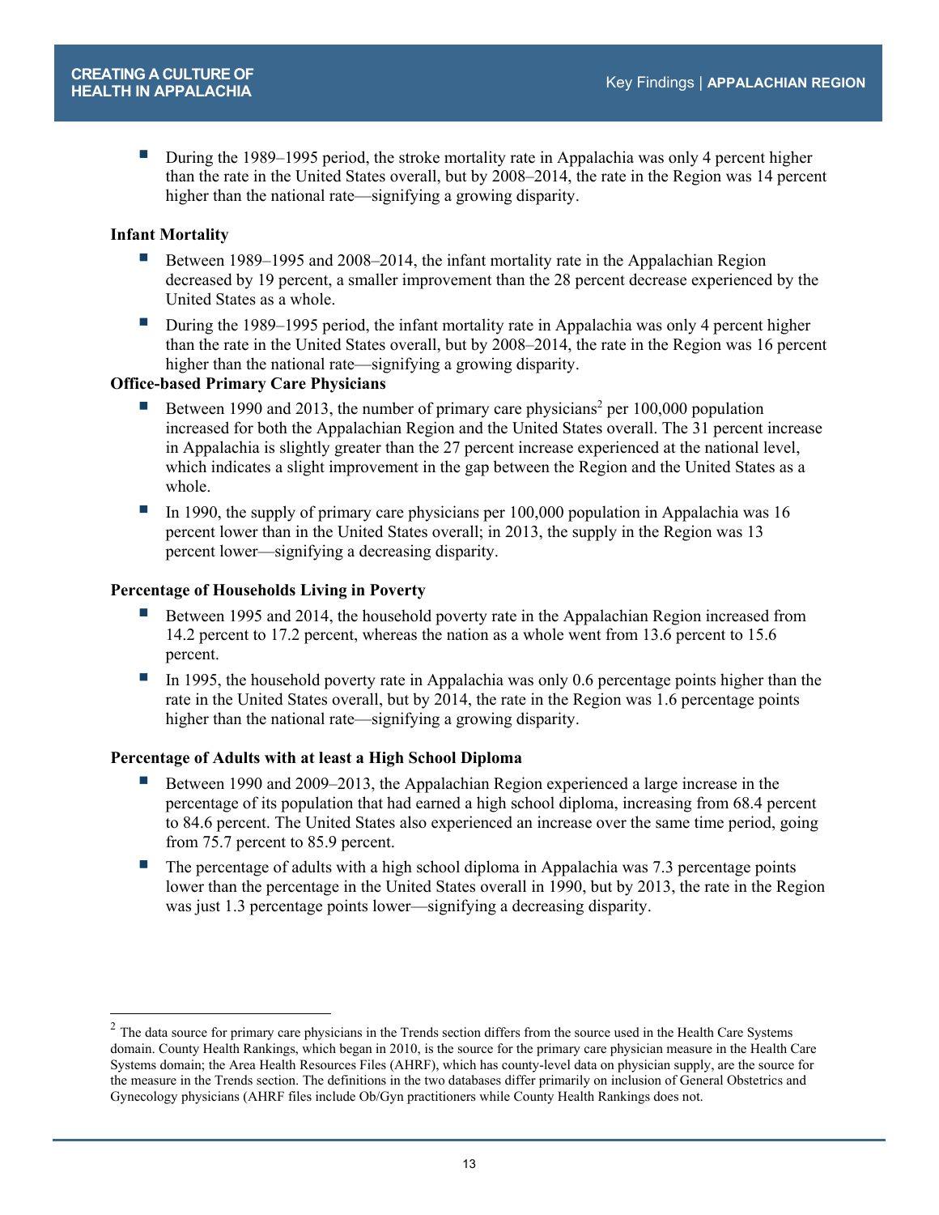- During the 1989–1995 period, the stroke mortality rate in Appalachia was only 4 percent higher than the rate in the United States overall, but by 2008–2014, the rate in the Region was 14 percent higher than the national rate—signifying a growing disparity.

**Infant Mortality**

- Between 1989–1995 and 2008–2014, the infant mortality rate in the Appalachian Region decreased by 19 percent, a smaller improvement than the 28 percent decrease experienced by the United States as a whole.
- During the 1989–1995 period, the infant mortality rate in Appalachia was only 4 percent higher than the rate in the United States overall, but by 2008–2014, the rate in the Region was 16 percent higher than the national rate—signifying a growing disparity.

**Office-based Primary Care Physicians**

- Between 1990 and 2013, the number of primary care physicians[2] per 100,000 population increased for both the Appalachian Region and the United States overall. The 31 percent increase in Appalachia is slightly greater than the 27 percent increase experienced at the national level, which indicates a slight improvement in the gap between the Region and the United States as a whole.
- In 1990, the supply of primary care physicians per 100,000 population in Appalachia was 16 percent lower than in the United States overall; in 2013, the supply in the Region was 13 percent lower—signifying a decreasing disparity.

**Percentage of Households Living in Poverty**

- Between 1995 and 2014, the household poverty rate in the Appalachian Region increased from 14.2 percent to 17.2 percent, whereas the nation as a whole went from 13.6 percent to 15.6 percent.
- In 1995, the household poverty rate in Appalachia was only 0.6 percentage points higher than the rate in the United States overall, but by 2014, the rate in the Region was 1.6 percentage points higher than the national rate—signifying a growing disparity.

**Percentage of Adults with at least a High School Diploma**

- Between 1990 and 2009–2013, the Appalachian Region experienced a large increase in the percentage of its population that had earned a high school diploma, increasing from 68.4 percent to 84.6 percent. The United States also experienced an increase over the same time period, going from 75.7 percent to 85.9 percent.
- The percentage of adults with a high school diploma in Appalachia was 7.3 percentage points lower than the percentage in the United States overall in 1990, but by 2013, the rate in the Region was just 1.3 percentage points lower—signifying a decreasing disparity.

---

[2] The data source for primary care physicians in the Trends section differs from the source used in the Health Care Systems domain. County Health Rankings, which began in 2010, is the source for the primary care physician measure in the Health Care Systems domain; the Area Health Resources Files (AHRF), which has county-level data on physician supply, are the source for the measure in the Trends section. The definitions in the two databases differ primarily on inclusion of General Obstetrics and Gynecology physicians (AHRF files include Ob/Gyn practitioners while County Health Rankings does not.